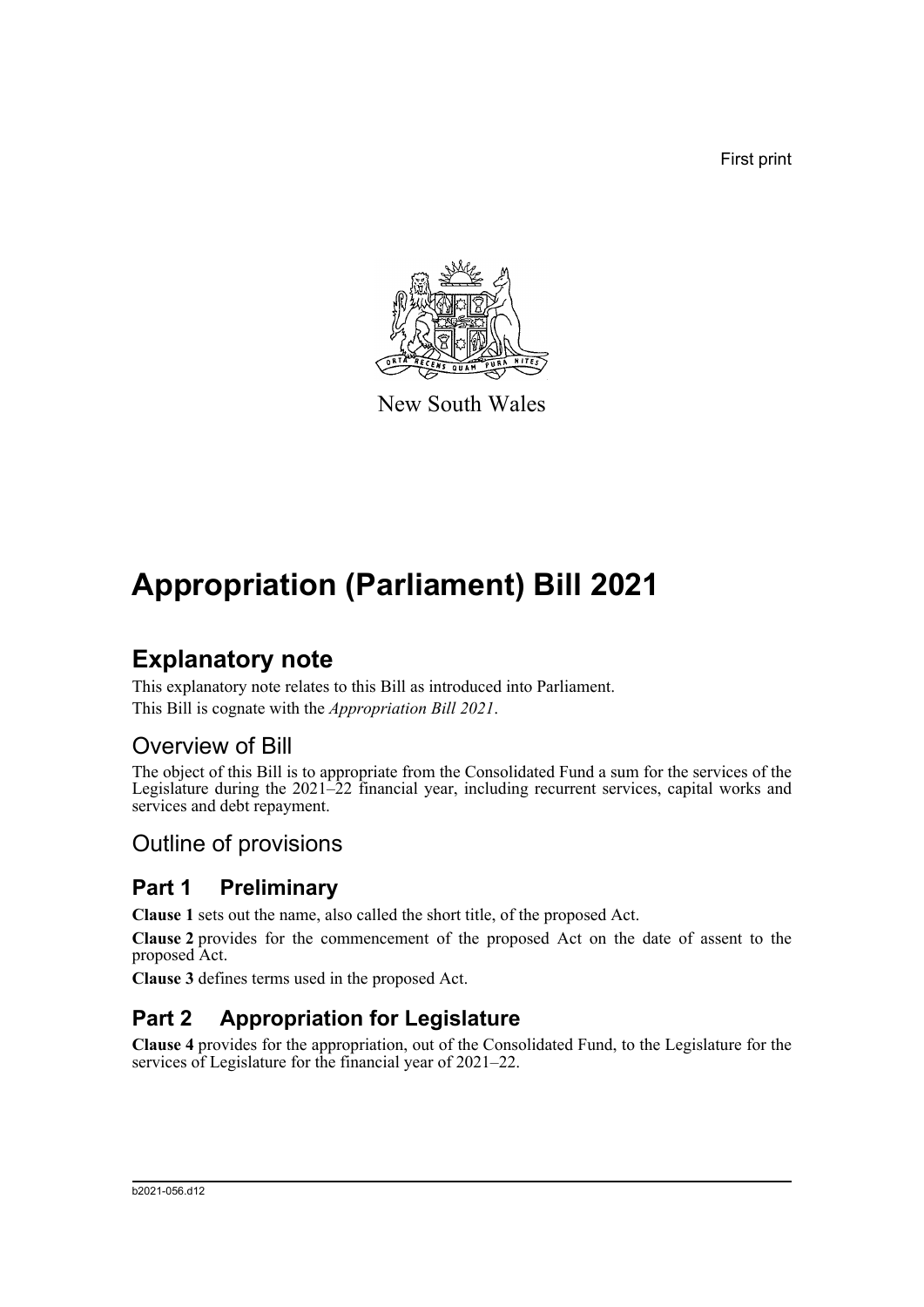First print

New South Wales

# Appropriation (Parliament) Bill 2021

## Explanatory note

This explanatory note relates to this Bill as introduced into Parliament.

This Bill is cognate with the *Appropriation Bill 2021*.

### Overview of Bill

The object of this Bill is to appropriate from the Consolidated Fund a sum for the services of the Legislature during the 2021–22 financial year, including recurrent services, capital works and services and debt repayment.

### Outline of provisions

## Part 1 Preliminary

**Clause 1** sets out the name, also called the short title, of the proposed Act.

**Clause 2** provides for the commencement of the proposed Act on the date of assent to the proposed Act.

**Clause 3** defines terms used in the proposed Act.

## Part 2 Appropriation for Legislature

**Clause 4** provides for the appropriation, out of the Consolidated Fund, to the Legislature for the services of Legislature for the financial year of 2021–22.

b2021-056.d12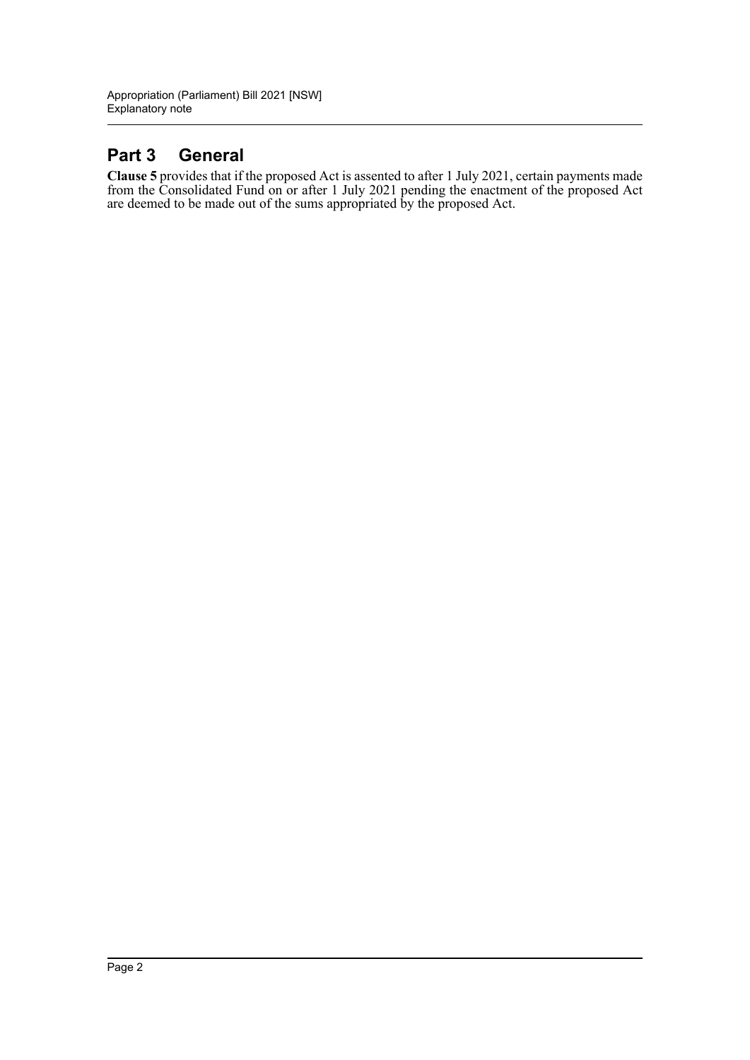## Part 3 General

**Clause 5** provides that if the proposed Act is assented to after 1 July 2021, certain payments made from the Consolidated Fund on or after 1 July 2021 pending the enactment of the proposed Act are deemed to be made out of the sums appropriated by the proposed Act.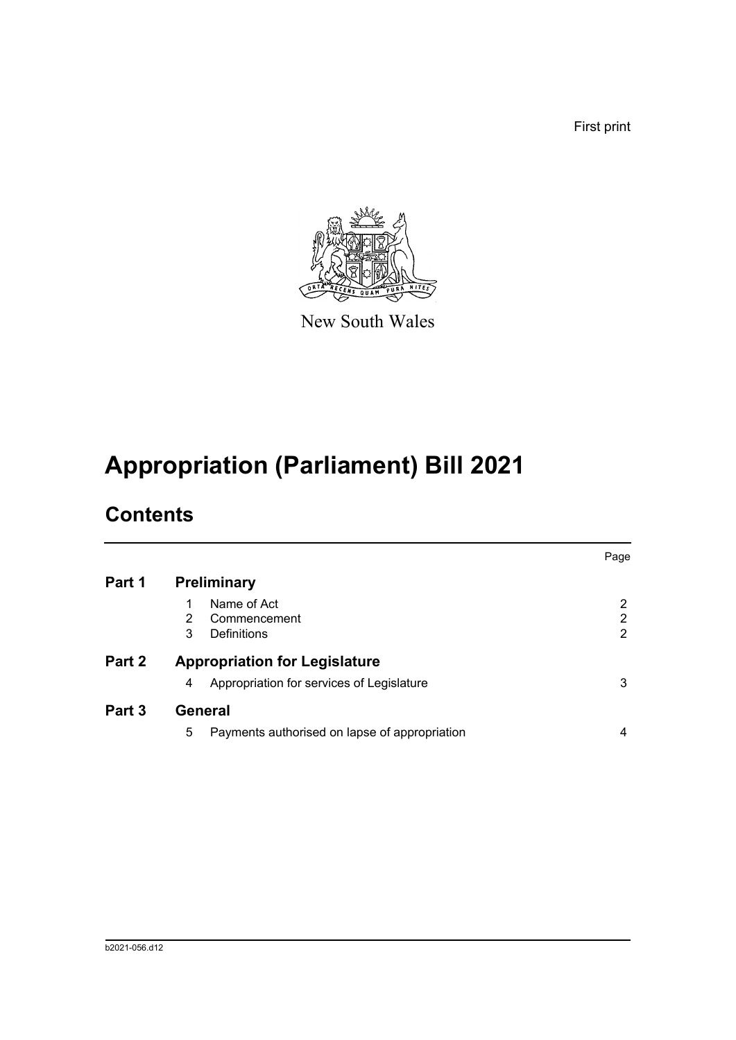First print

New South Wales

# Appropriation (Parliament) Bill 2021

## Contents

| | | | Page |
|---|---|---|---|
| **Part 1** | **Preliminary** | | |
| | 1 | Name of Act | 2 |
| | 2 | Commencement | 2 |
| | 3 | Definitions | 2 |
| **Part 2** | **Appropriation for Legislature** | | |
| | 4 | Appropriation for services of Legislature | 3 |
| **Part 3** | **General** | | |
| | 5 | Payments authorised on lapse of appropriation | 4 |

b2021-056.d12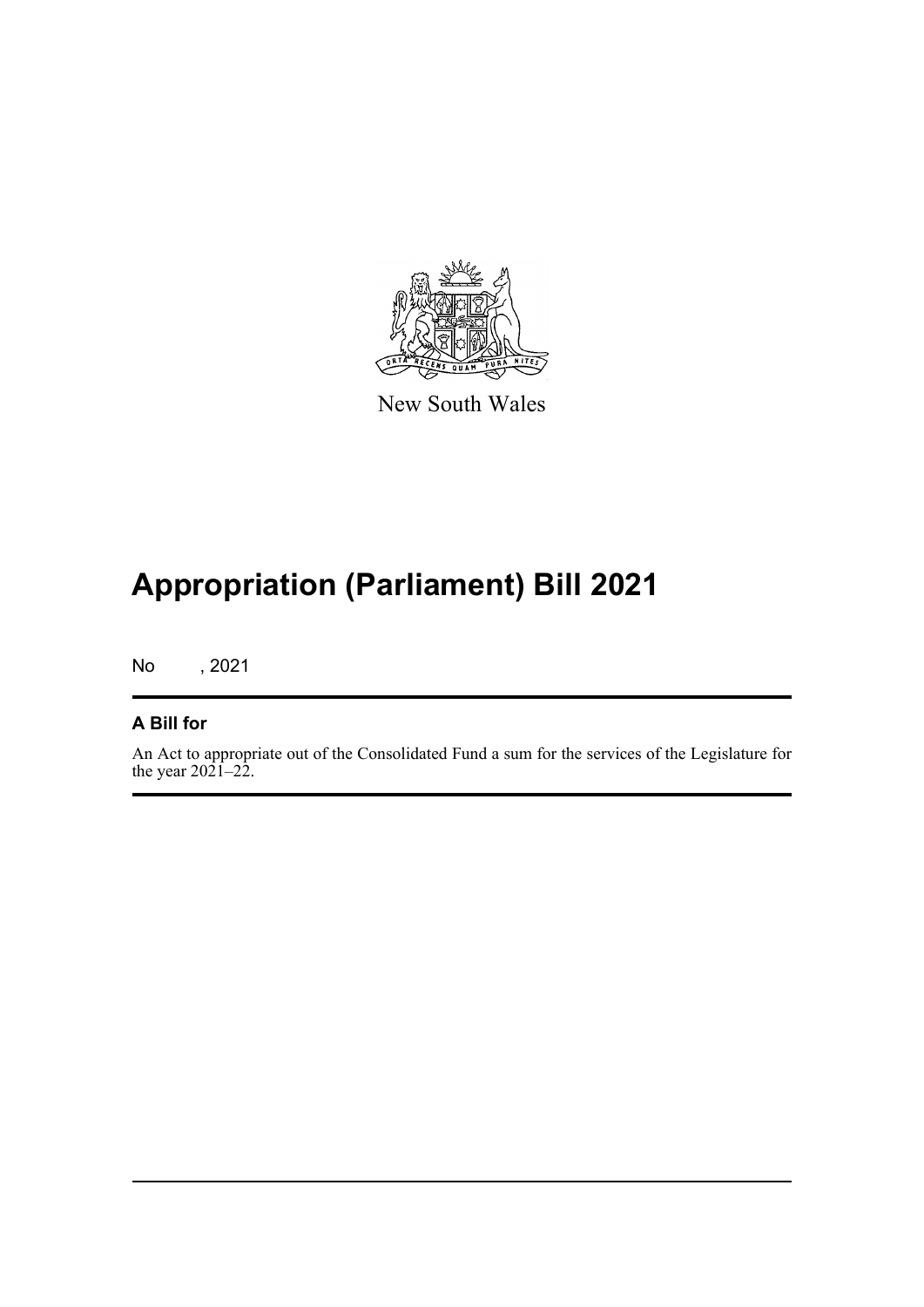New South Wales

# Appropriation (Parliament) Bill 2021

No , 2021

## A Bill for

An Act to appropriate out of the Consolidated Fund a sum for the services of the Legislature for the year 2021–22.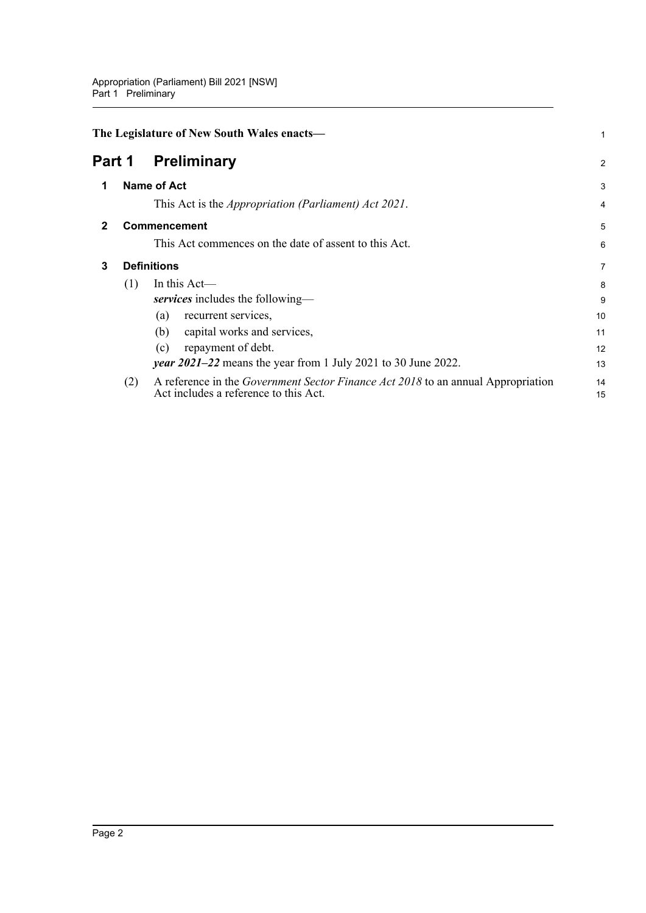**The Legislature of New South Wales enacts—**

# Part 1 Preliminary

## 1 Name of Act

This Act is the *Appropriation (Parliament) Act 2021*.

## 2 Commencement

This Act commences on the date of assent to this Act.

## 3 Definitions

(1) In this Act—

***services*** includes the following—

(a) recurrent services,

(b) capital works and services,

(c) repayment of debt.

***year 2021–22*** means the year from 1 July 2021 to 30 June 2022.

(2) A reference in the *Government Sector Finance Act 2018* to an annual Appropriation Act includes a reference to this Act.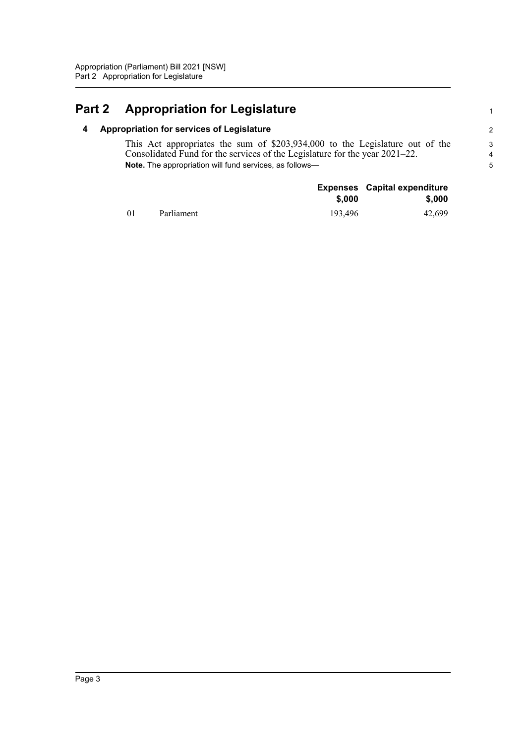# Part 2 Appropriation for Legislature

## 4 Appropriation for services of Legislature

This Act appropriates the sum of $203,934,000 to the Legislature out of the Consolidated Fund for the services of the Legislature for the year 2021–22.

**Note.** The appropriation will fund services, as follows—

| | | Expenses $,000 | Capital expenditure $,000 |
|---|---|---|---|
| 01 | Parliament | 193,496 | 42,699 |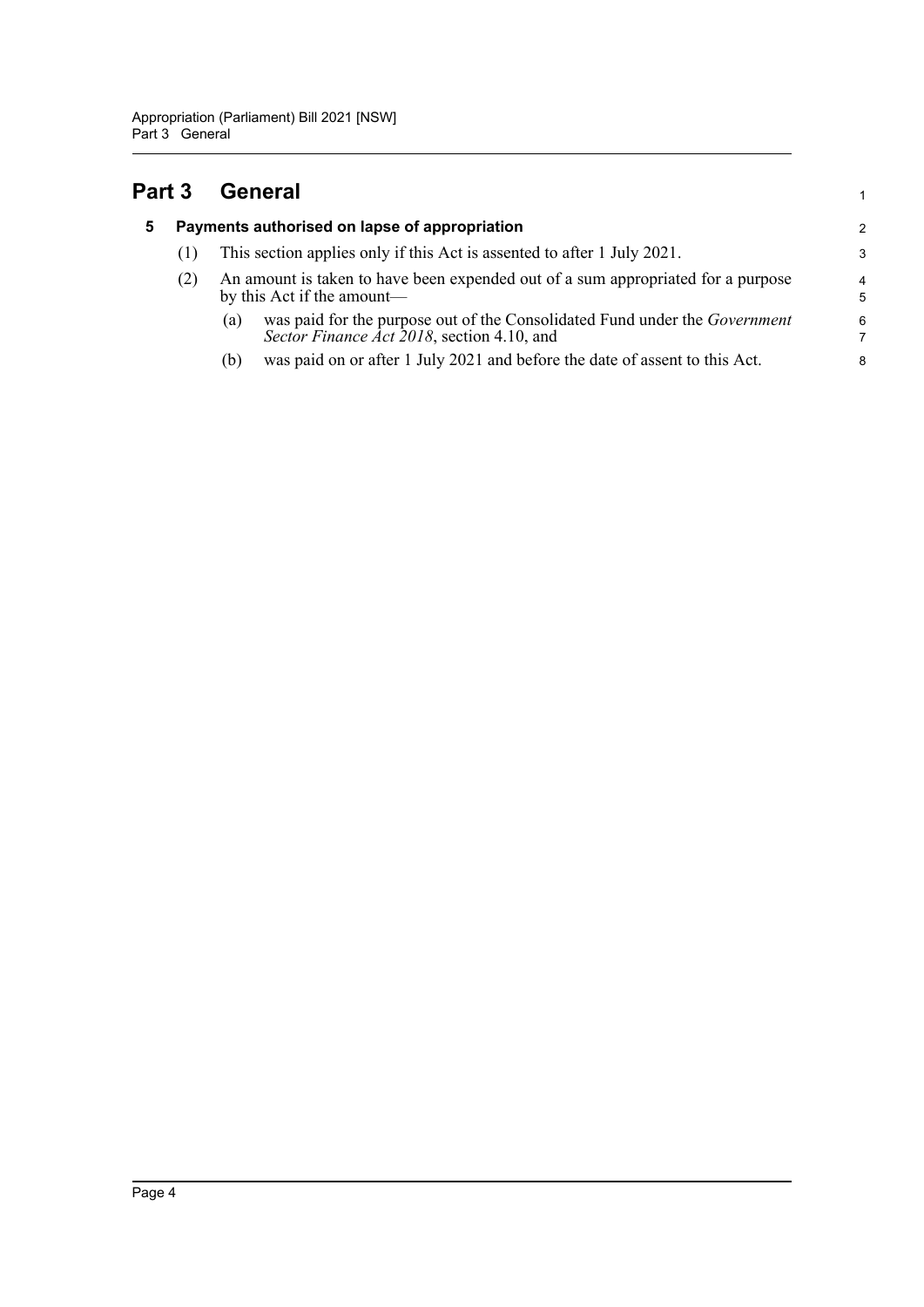# Part 3 General

## 5 Payments authorised on lapse of appropriation

(1) This section applies only if this Act is assented to after 1 July 2021.

(2) An amount is taken to have been expended out of a sum appropriated for a purpose by this Act if the amount—

(a) was paid for the purpose out of the Consolidated Fund under the *Government Sector Finance Act 2018*, section 4.10, and

(b) was paid on or after 1 July 2021 and before the date of assent to this Act.